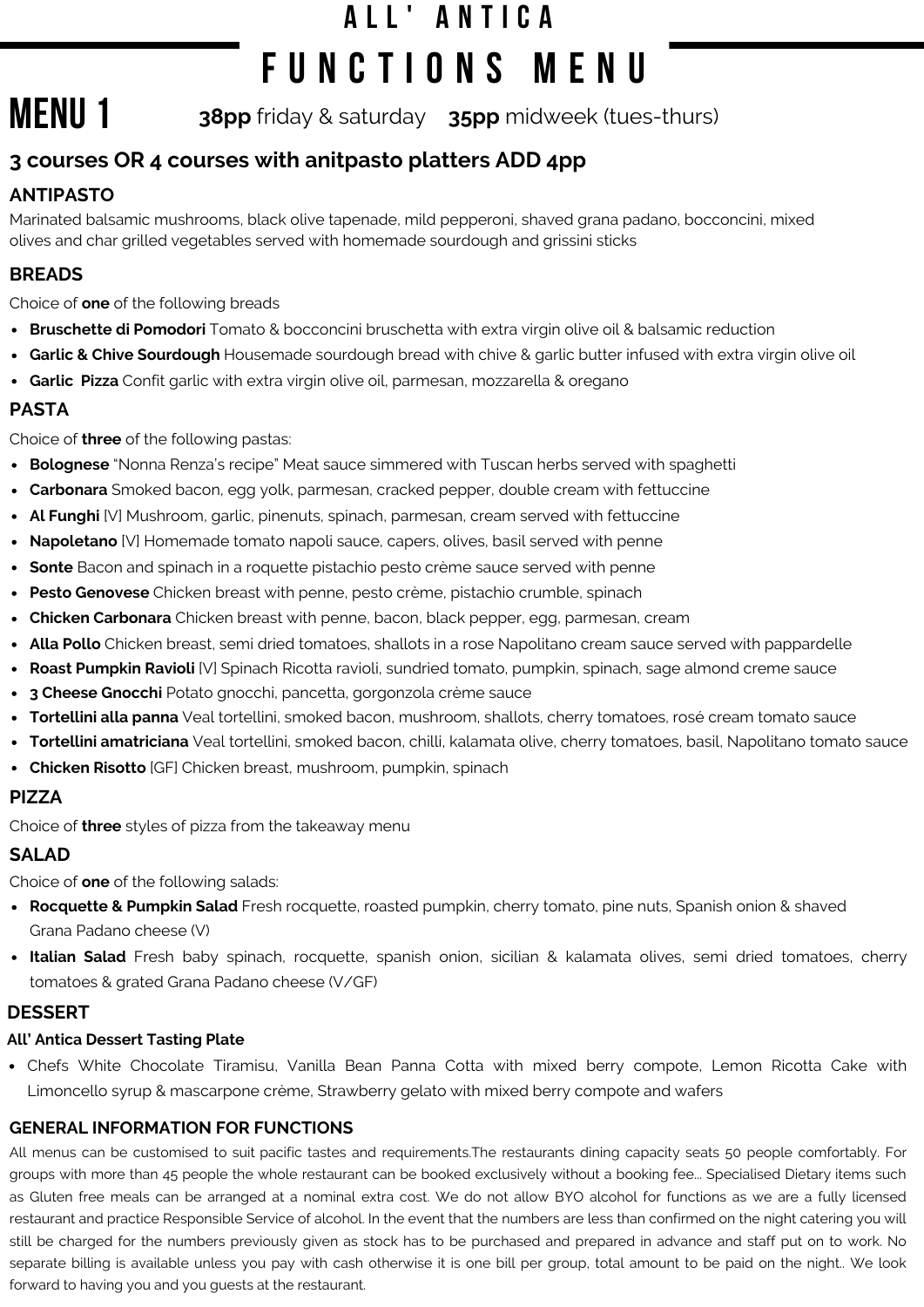# ALL' ANTICA

# FUNCTIONS MENU

## MENU 1

**38pp** friday & saturday **35pp** midweek (tues-thurs)

### 3 courses OR 4 courses with anitpasto platters ADD 4pp

### ANTIPASTO

Marinated balsamic mushrooms, black olive tapenade, mild pepperoni, shaved grana padano, bocconcini, mixed olives and char grilled vegetables served with homemade sourdough and grissini sticks

### BREADS

Choice of **one** of the following breads

- **Bruschette di Pomodori** Tomato & bocconcini bruschetta with extra virgin olive oil & balsamic reduction
- **Garlic & Chive Sourdough** Housemade sourdough bread with chive & garlic butter infused with extra virgin olive oil
- **Garlic Pizza** Confit garlic with extra virgin olive oil, parmesan, mozzarella & oregano

### PASTA

Choice of **three** of the following pastas:

- **Bolognese** "Nonna Renza's recipe" Meat sauce simmered with Tuscan herbs served with spaghetti
- **Carbonara** Smoked bacon, egg yolk, parmesan, cracked pepper, double cream with fettuccine
- **Al Funghi** [V] Mushroom, garlic, pinenuts, spinach, parmesan, cream served with fettuccine
- **Napoletano** [V] Homemade tomato napoli sauce, capers, olives, basil served with penne
- **Sonte** Bacon and spinach in a roquette pistachio pesto crème sauce served with penne
- **Pesto Genovese** Chicken breast with penne, pesto crème, pistachio crumble, spinach
- **Chicken Carbonara** Chicken breast with penne, bacon, black pepper, egg, parmesan, cream
- **Alla Pollo** Chicken breast, semi dried tomatoes, shallots in a rose Napolitano cream sauce served with pappardelle
- **Roast Pumpkin Ravioli** [V] Spinach Ricotta ravioli, sundried tomato, pumpkin, spinach, sage almond creme sauce
- **3 Cheese Gnocchi** Potato gnocchi, pancetta, gorgonzola crème sauce
- **Tortellini alla panna** Veal tortellini, smoked bacon, mushroom, shallots, cherry tomatoes, rosé cream tomato sauce
- **Tortellini amatriciana** Veal tortellini, smoked bacon, chilli, kalamata olive, cherry tomatoes, basil, Napolitano tomato sauce
- **Chicken Risotto** [GF] Chicken breast, mushroom, pumpkin, spinach

### PIZZA

Choice of **three** styles of pizza from the takeaway menu

### SALAD

Choice of **one** of the following salads:

- **Rocquette & Pumpkin Salad** Fresh rocquette, roasted pumpkin, cherry tomato, pine nuts, Spanish onion & shaved Grana Padano cheese (V)
- **Italian Salad** Fresh baby spinach, rocquette, spanish onion, sicilian & kalamata olives, semi dried tomatoes, cherry tomatoes & grated Grana Padano cheese (V/GF)

### DESSERT

**All' Antica Dessert Tasting Plate**

- Chefs White Chocolate Tiramisu, Vanilla Bean Panna Cotta with mixed berry compote, Lemon Ricotta Cake with Limoncello syrup & mascarpone crème, Strawberry gelato with mixed berry compote and wafers

### GENERAL INFORMATION FOR FUNCTIONS

All menus can be customised to suit pacific tastes and requirements.The restaurants dining capacity seats 50 people comfortably. For groups with more than 45 people the whole restaurant can be booked exclusively without a booking fee... Specialised Dietary items such as Gluten free meals can be arranged at a nominal extra cost. We do not allow BYO alcohol for functions as we are a fully licensed restaurant and practice Responsible Service of alcohol. In the event that the numbers are less than confirmed on the night catering you will still be charged for the numbers previously given as stock has to be purchased and prepared in advance and staff put on to work. No separate billing is available unless you pay with cash otherwise it is one bill per group, total amount to be paid on the night.. We look forward to having you and you guests at the restaurant.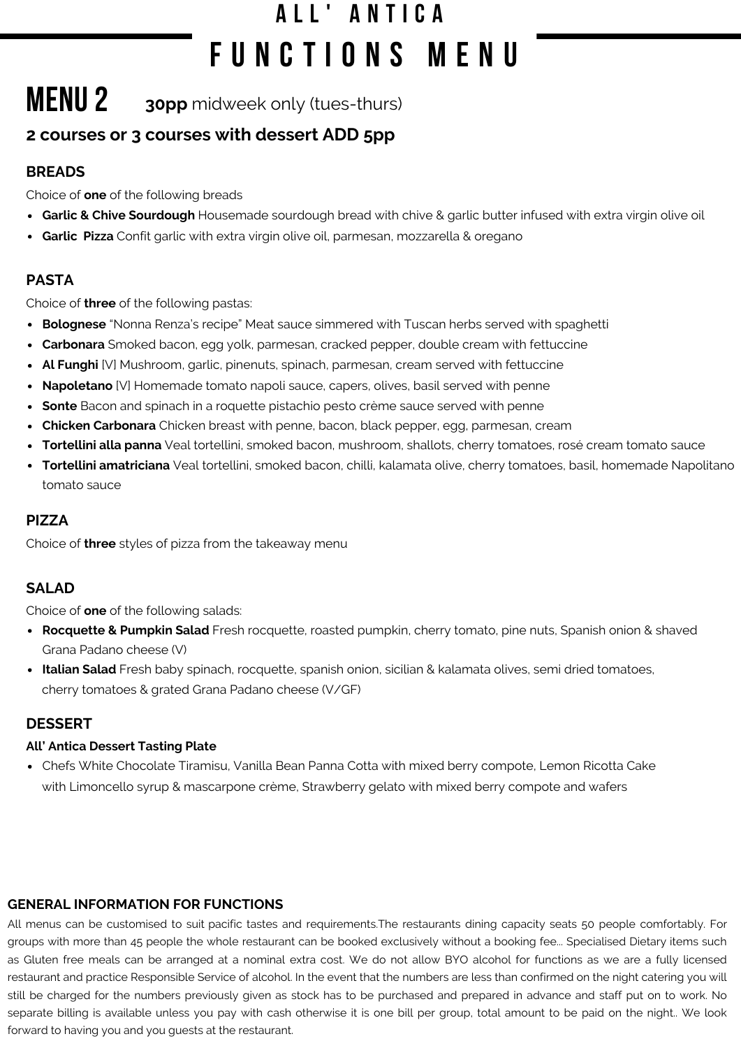# ALL' ANTICA

# FUNCTIONS MENU

## MENU 2 **30pp** midweek only (tues-thurs)

**2 courses or 3 courses with dessert ADD 5pp**

### BREADS

Choice of **one** of the following breads

- **Garlic & Chive Sourdough** Housemade sourdough bread with chive & garlic butter infused with extra virgin olive oil
- **Garlic Pizza** Confit garlic with extra virgin olive oil, parmesan, mozzarella & oregano

### PASTA

Choice of **three** of the following pastas:

- **Bolognese** "Nonna Renza's recipe" Meat sauce simmered with Tuscan herbs served with spaghetti
- **Carbonara** Smoked bacon, egg yolk, parmesan, cracked pepper, double cream with fettuccine
- **Al Funghi** [V] Mushroom, garlic, pinenuts, spinach, parmesan, cream served with fettuccine
- **Napoletano** [V] Homemade tomato napoli sauce, capers, olives, basil served with penne
- **Sonte** Bacon and spinach in a roquette pistachio pesto crème sauce served with penne
- **Chicken Carbonara** Chicken breast with penne, bacon, black pepper, egg, parmesan, cream
- **Tortellini alla panna** Veal tortellini, smoked bacon, mushroom, shallots, cherry tomatoes, rosé cream tomato sauce
- **Tortellini amatriciana** Veal tortellini, smoked bacon, chilli, kalamata olive, cherry tomatoes, basil, homemade Napolitano tomato sauce

### PIZZA

Choice of **three** styles of pizza from the takeaway menu

### SALAD

Choice of **one** of the following salads:

- **Rocquette & Pumpkin Salad** Fresh rocquette, roasted pumpkin, cherry tomato, pine nuts, Spanish onion & shaved Grana Padano cheese (V)
- **Italian Salad** Fresh baby spinach, rocquette, spanish onion, sicilian & kalamata olives, semi dried tomatoes, cherry tomatoes & grated Grana Padano cheese (V/GF)

### DESSERT

**All' Antica Dessert Tasting Plate**

- Chefs White Chocolate Tiramisu, Vanilla Bean Panna Cotta with mixed berry compote, Lemon Ricotta Cake with Limoncello syrup & mascarpone crème, Strawberry gelato with mixed berry compote and wafers

### GENERAL INFORMATION FOR FUNCTIONS

All menus can be customised to suit pacific tastes and requirements.The restaurants dining capacity seats 50 people comfortably. For groups with more than 45 people the whole restaurant can be booked exclusively without a booking fee... Specialised Dietary items such as Gluten free meals can be arranged at a nominal extra cost. We do not allow BYO alcohol for functions as we are a fully licensed restaurant and practice Responsible Service of alcohol. In the event that the numbers are less than confirmed on the night catering you will still be charged for the numbers previously given as stock has to be purchased and prepared in advance and staff put on to work. No separate billing is available unless you pay with cash otherwise it is one bill per group, total amount to be paid on the night.. We look forward to having you and you guests at the restaurant.